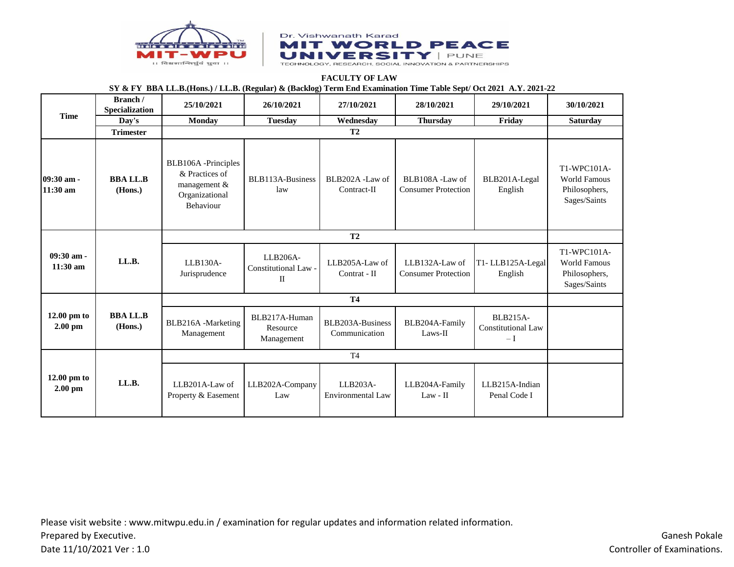Dr. Vishwanath Karad **MIT WORLD PEACE UNIVERSITY** | PUNE

TECHNOLOGY, RESEARCH, SOCIAL INNOVATION & PARTNERSHIPS

## FACULTY OF LAW

### SY & FY BBA LL.B.(Hons.) / LL.B. (Regular) & (Backlog) Term End Examination Time Table Sept/ Oct 2021 A.Y. 2021-22

| Time | Branch / Specialization | 25/10/2021 | 26/10/2021 | 27/10/2021 | 28/10/2021 | 29/10/2021 | 30/10/2021 |
|---|---|---|---|---|---|---|---|
| | Day's | Monday | Tuesday | Wednesday | Thursday | Friday | Saturday |
| | Trimester | T2 | | | | | |
| 09:30 am - 11:30 am | BBA LL.B (Hons.) | BLB106A -Principles & Practices of management & Organizational Behaviour | BLB113A-Business law | BLB202A -Law of Contract-II | BLB108A -Law of Consumer Protection | BLB201A-Legal English | T1-WPC101A-World Famous Philosophers, Sages/Saints |
| | | T2 | | | | | |
| 09:30 am - 11:30 am | LL.B. | LLB130A-Jurisprudence | LLB206A-Constitutional Law - II | LLB205A-Law of Contrat - II | LLB132A-Law of Consumer Protection | T1- LLB125A-Legal English | T1-WPC101A-World Famous Philosophers, Sages/Saints |
| | | T4 | | | | | |
| 12.00 pm to 2.00 pm | BBA LL.B (Hons.) | BLB216A -Marketing Management | BLB217A-Human Resource Management | BLB203A-Business Communication | BLB204A-Family Laws-II | BLB215A-Constitutional Law – I | |
| | | T4 | | | | | |
| 12.00 pm to 2.00 pm | LL.B. | LLB201A-Law of Property & Easement | LLB202A-Company Law | LLB203A-Environmental Law | LLB204A-Family Law - II | LLB215A-Indian Penal Code I | |

Please visit website : www.mitwpu.edu.in / examination for regular updates and information related information.
Prepared by Executive.
Date 11/10/2021 Ver : 1.0

Ganesh Pokale
Controller of Examinations.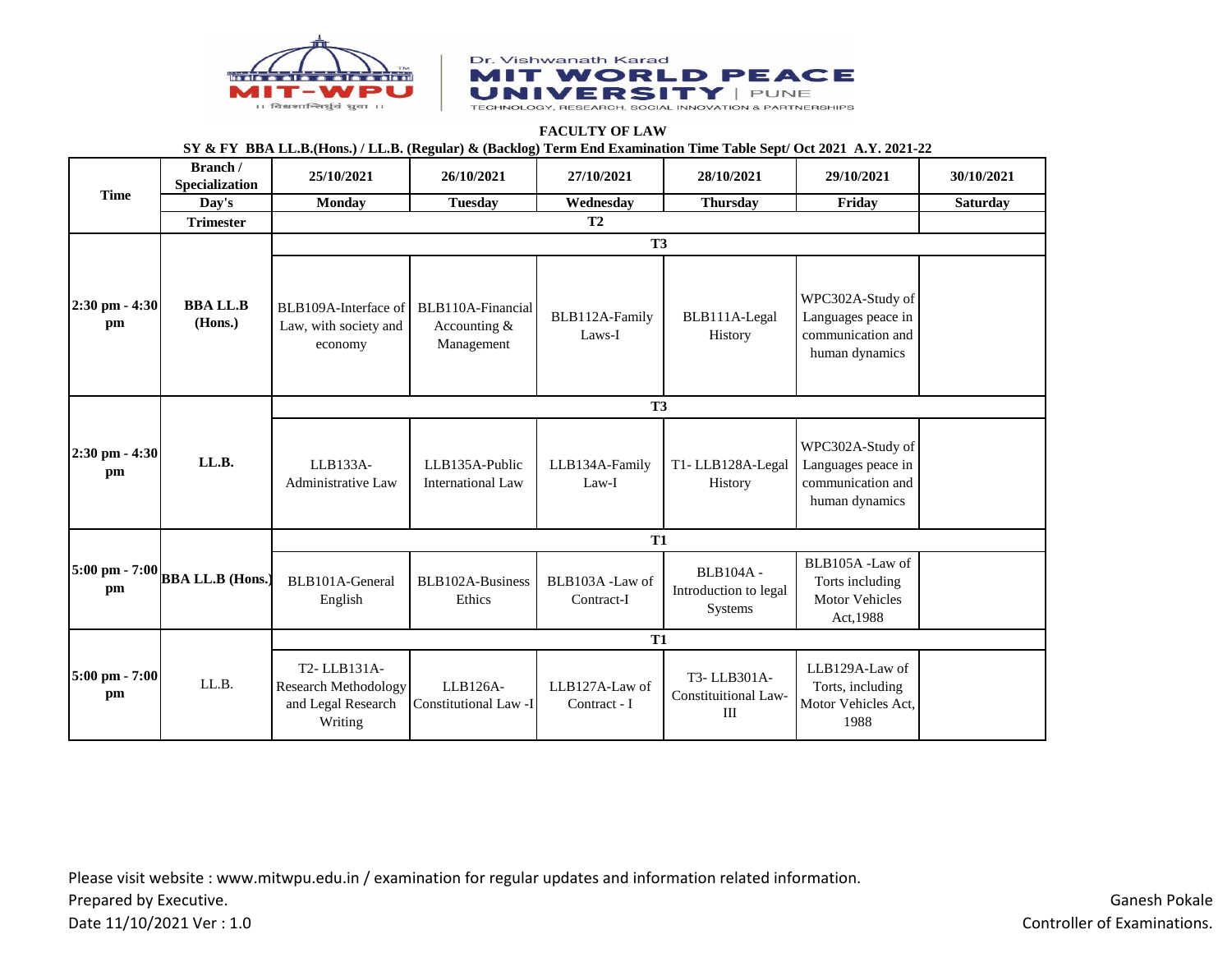Dr. Vishwanath Karad
MIT WORLD PEACE UNIVERSITY | PUNE
TECHNOLOGY, RESEARCH, SOCIAL INNOVATION & PARTNERSHIPS

**FACULTY OF LAW**

**SY & FY BBA LL.B.(Hons.) / LL.B. (Regular) & (Backlog) Term End Examination Time Table Sept/ Oct 2021 A.Y. 2021-22**

| Time | Branch / Specialization | 25/10/2021 | 26/10/2021 | 27/10/2021 | 28/10/2021 | 29/10/2021 | 30/10/2021 |
|---|---|---|---|---|---|---|---|
| | Day's | Monday | Tuesday | Wednesday | Thursday | Friday | Saturday |
| | Trimester | T2 | | | | | |
| | | T3 | | | | | |
| 2:30 pm - 4:30 pm | BBA LL.B (Hons.) | BLB109A-Interface of Law, with society and economy | BLB110A-Financial Accounting & Management | BLB112A-Family Laws-I | BLB111A-Legal History | WPC302A-Study of Languages peace in communication and human dynamics | |
| | | T3 | | | | | |
| 2:30 pm - 4:30 pm | LL.B. | LLB133A-Administrative Law | LLB135A-Public International Law | LLB134A-Family Law-I | T1- LLB128A-Legal History | WPC302A-Study of Languages peace in communication and human dynamics | |
| | | T1 | | | | | |
| 5:00 pm - 7:00 pm | BBA LL.B (Hons.) | BLB101A-General English | BLB102A-Business Ethics | BLB103A -Law of Contract-I | BLB104A - Introduction to legal Systems | BLB105A -Law of Torts including Motor Vehicles Act,1988 | |
| | | T1 | | | | | |
| 5:00 pm - 7:00 pm | LL.B. | T2- LLB131A-Research Methodology and Legal Research Writing | LLB126A-Constitutional Law -I | LLB127A-Law of Contract - I | T3- LLB301A-Constituitional Law-III | LLB129A-Law of Torts, including Motor Vehicles Act, 1988 | |

Please visit website : www.mitwpu.edu.in / examination for regular updates and information related information.
Prepared by Executive.
Date 11/10/2021 Ver : 1.0

Ganesh Pokale
Controller of Examinations.